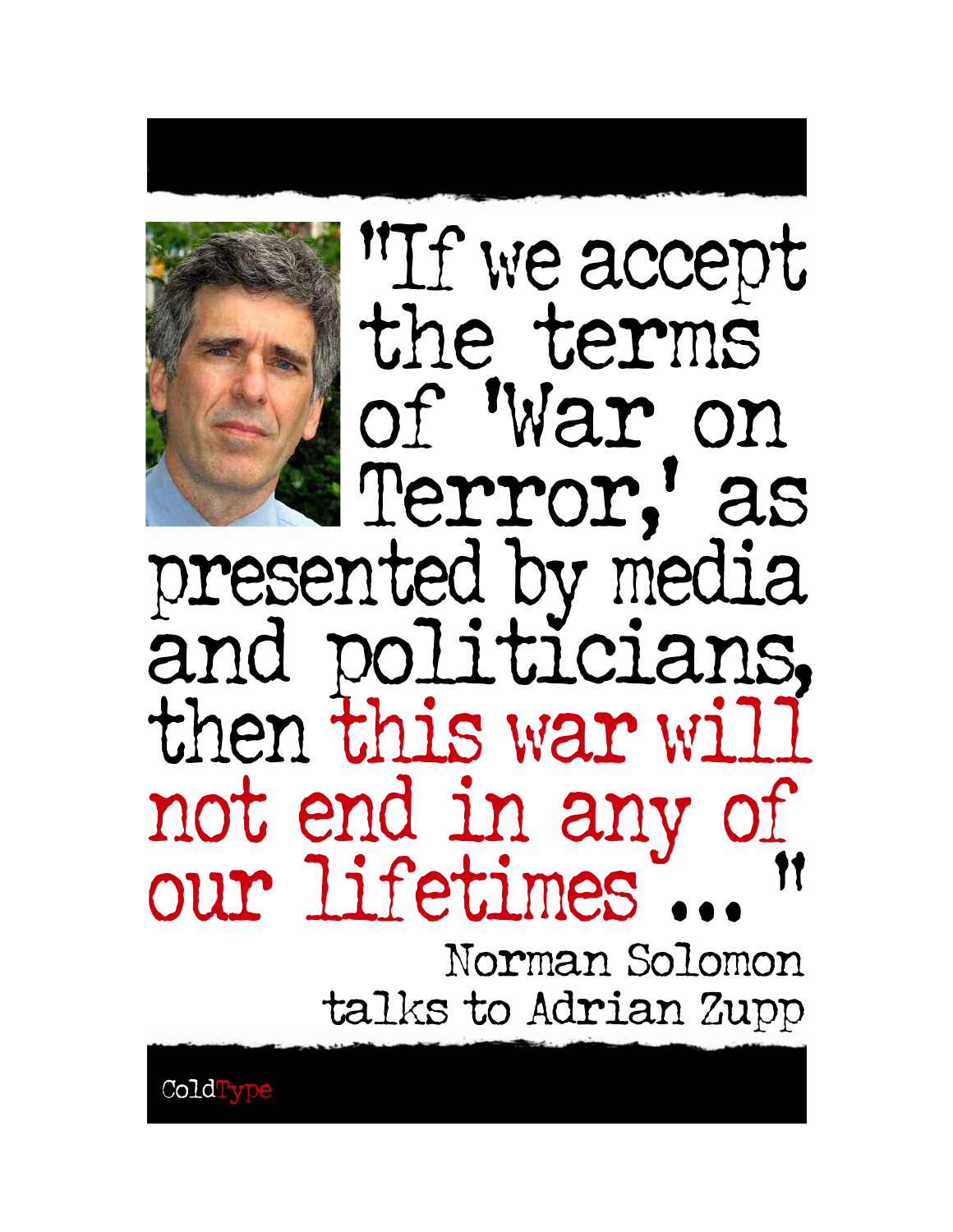# "If we accept the terms of 'War on Terror,' as presented by media and politicians, then this war will not end in any of our lifetimes ..."

Norman Solomon talks to Adrian Zupp

ColdType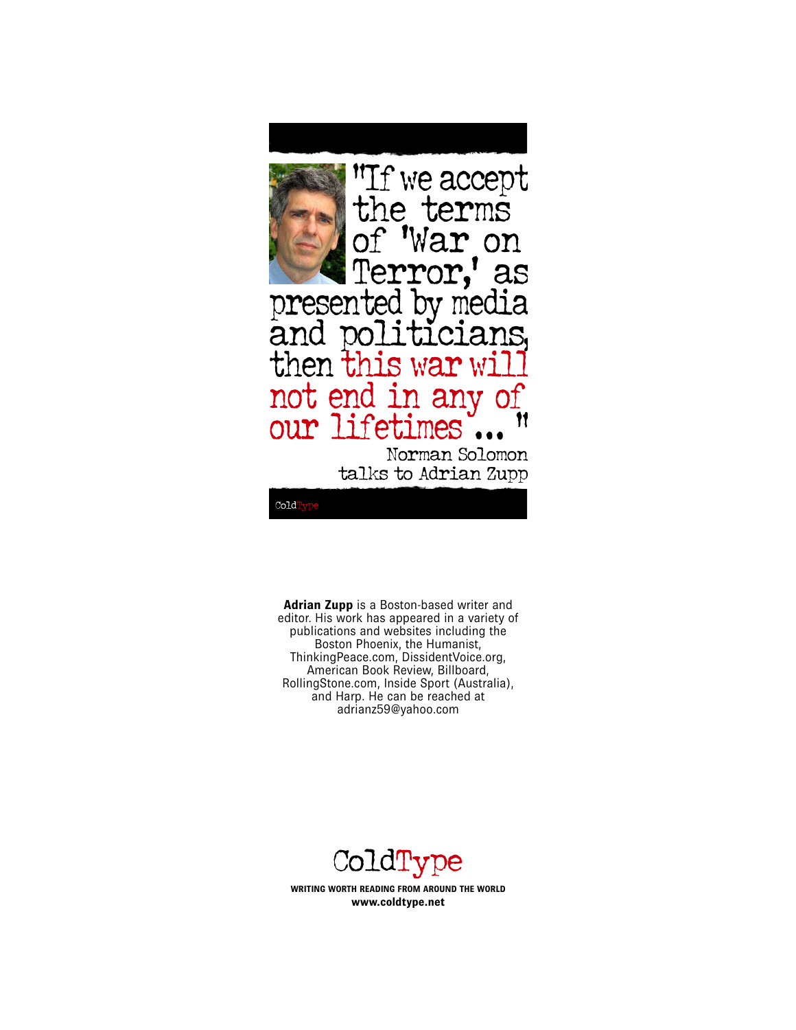# "If we accept the terms of 'War on Terror,' as presented by media and politicians, then this war will not end in any of our lifetimes ..."

Norman Solomon talks to Adrian Zupp

ColdType

**Adrian Zupp** is a Boston-based writer and editor. His work has appeared in a variety of publications and websites including the Boston Phoenix, the Humanist, ThinkingPeace.com, DissidentVoice.org, American Book Review, Billboard, RollingStone.com, Inside Sport (Australia), and Harp. He can be reached at adrianz59@yahoo.com

ColdType

**WRITING WORTH READING FROM AROUND THE WORLD**
**www.coldtype.net**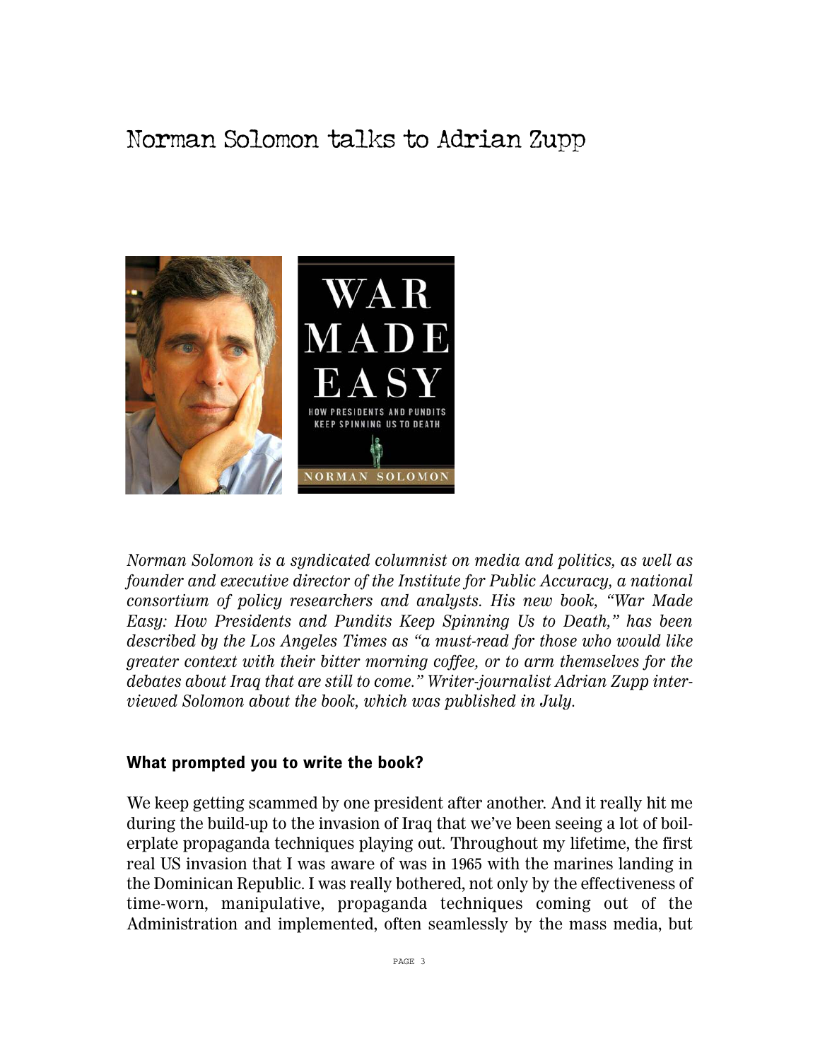# Norman Solomon talks to Adrian Zupp

*Norman Solomon is a syndicated columnist on media and politics, as well as founder and executive director of the Institute for Public Accuracy, a national consortium of policy researchers and analysts. His new book, "War Made Easy: How Presidents and Pundits Keep Spinning Us to Death," has been described by the Los Angeles Times as "a must-read for those who would like greater context with their bitter morning coffee, or to arm themselves for the debates about Iraq that are still to come." Writer-journalist Adrian Zupp interviewed Solomon about the book, which was published in July.*

**What prompted you to write the book?**

We keep getting scammed by one president after another. And it really hit me during the build-up to the invasion of Iraq that we've been seeing a lot of boilerplate propaganda techniques playing out. Throughout my lifetime, the first real US invasion that I was aware of was in 1965 with the marines landing in the Dominican Republic. I was really bothered, not only by the effectiveness of time-worn, manipulative, propaganda techniques coming out of the Administration and implemented, often seamlessly by the mass media, but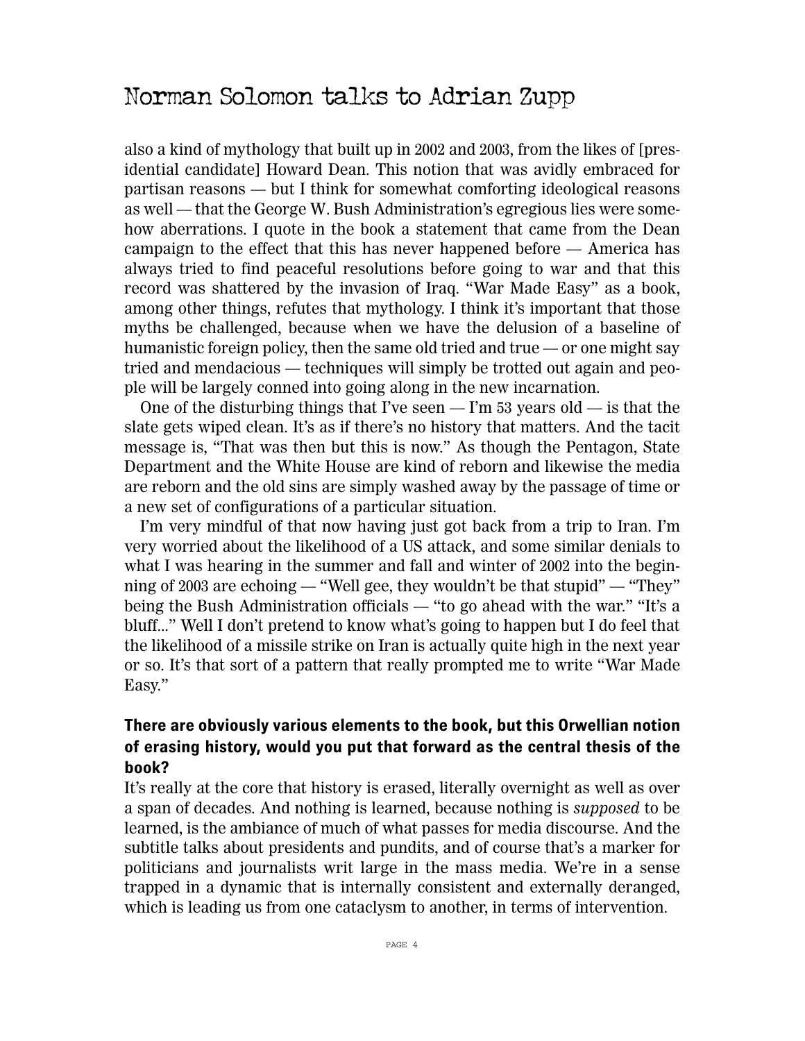also a kind of mythology that built up in 2002 and 2003, from the likes of [presidential candidate] Howard Dean. This notion that was avidly embraced for partisan reasons — but I think for somewhat comforting ideological reasons as well — that the George W. Bush Administration's egregious lies were somehow aberrations. I quote in the book a statement that came from the Dean campaign to the effect that this has never happened before — America has always tried to find peaceful resolutions before going to war and that this record was shattered by the invasion of Iraq. "War Made Easy" as a book, among other things, refutes that mythology. I think it's important that those myths be challenged, because when we have the delusion of a baseline of humanistic foreign policy, then the same old tried and true — or one might say tried and mendacious — techniques will simply be trotted out again and people will be largely conned into going along in the new incarnation.

One of the disturbing things that I've seen — I'm 53 years old — is that the slate gets wiped clean. It's as if there's no history that matters. And the tacit message is, "That was then but this is now." As though the Pentagon, State Department and the White House are kind of reborn and likewise the media are reborn and the old sins are simply washed away by the passage of time or a new set of configurations of a particular situation.

I'm very mindful of that now having just got back from a trip to Iran. I'm very worried about the likelihood of a US attack, and some similar denials to what I was hearing in the summer and fall and winter of 2002 into the beginning of 2003 are echoing — "Well gee, they wouldn't be that stupid" — "They" being the Bush Administration officials — "to go ahead with the war." "It's a bluff..." Well I don't pretend to know what's going to happen but I do feel that the likelihood of a missile strike on Iran is actually quite high in the next year or so. It's that sort of a pattern that really prompted me to write "War Made Easy."

**There are obviously various elements to the book, but this Orwellian notion of erasing history, would you put that forward as the central thesis of the book?**

It's really at the core that history is erased, literally overnight as well as over a span of decades. And nothing is learned, because nothing is *supposed* to be learned, is the ambiance of much of what passes for media discourse. And the subtitle talks about presidents and pundits, and of course that's a marker for politicians and journalists writ large in the mass media. We're in a sense trapped in a dynamic that is internally consistent and externally deranged, which is leading us from one cataclysm to another, in terms of intervention.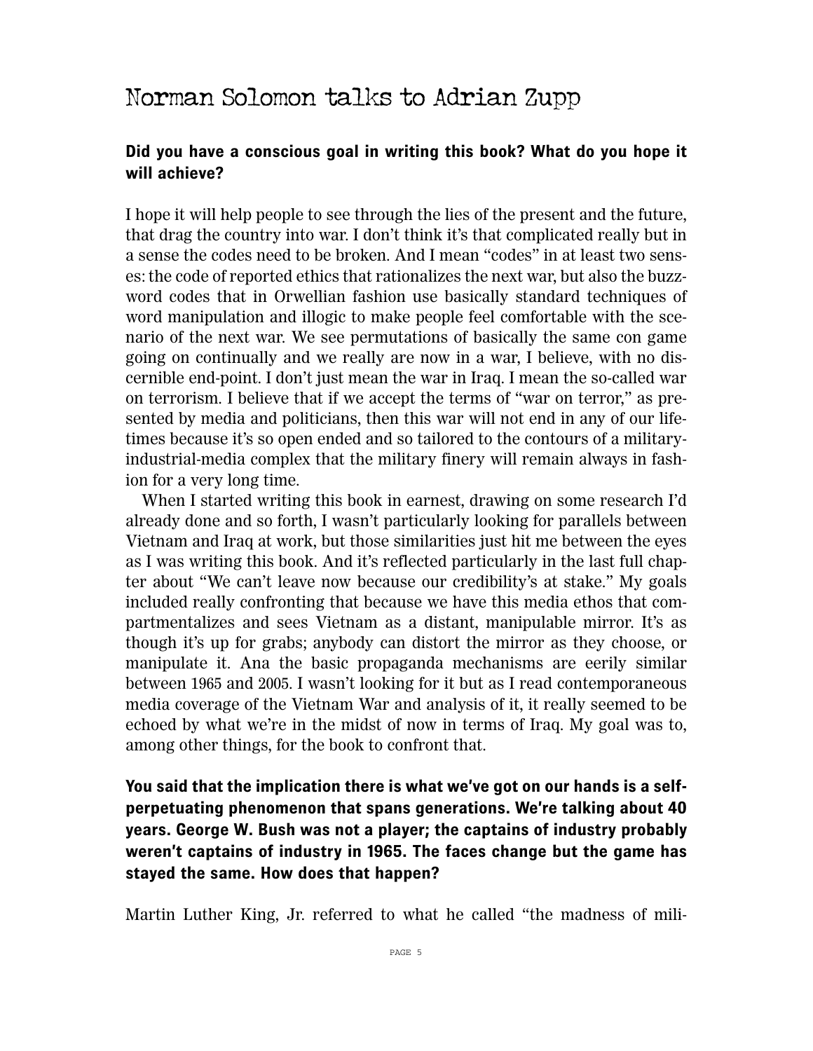# Norman Solomon talks to Adrian Zupp

**Did you have a conscious goal in writing this book? What do you hope it will achieve?**

I hope it will help people to see through the lies of the present and the future, that drag the country into war. I don't think it's that complicated really but in a sense the codes need to be broken. And I mean "codes" in at least two senses: the code of reported ethics that rationalizes the next war, but also the buzzword codes that in Orwellian fashion use basically standard techniques of word manipulation and illogic to make people feel comfortable with the scenario of the next war. We see permutations of basically the same con game going on continually and we really are now in a war, I believe, with no discernible end-point. I don't just mean the war in Iraq. I mean the so-called war on terrorism. I believe that if we accept the terms of "war on terror," as presented by media and politicians, then this war will not end in any of our lifetimes because it's so open ended and so tailored to the contours of a military-industrial-media complex that the military finery will remain always in fashion for a very long time.

When I started writing this book in earnest, drawing on some research I'd already done and so forth, I wasn't particularly looking for parallels between Vietnam and Iraq at work, but those similarities just hit me between the eyes as I was writing this book. And it's reflected particularly in the last full chapter about "We can't leave now because our credibility's at stake." My goals included really confronting that because we have this media ethos that compartmentalizes and sees Vietnam as a distant, manipulable mirror. It's as though it's up for grabs; anybody can distort the mirror as they choose, or manipulate it. Ana the basic propaganda mechanisms are eerily similar between 1965 and 2005. I wasn't looking for it but as I read contemporaneous media coverage of the Vietnam War and analysis of it, it really seemed to be echoed by what we're in the midst of now in terms of Iraq. My goal was to, among other things, for the book to confront that.

**You said that the implication there is what we've got on our hands is a self-perpetuating phenomenon that spans generations. We're talking about 40 years. George W. Bush was not a player; the captains of industry probably weren't captains of industry in 1965. The faces change but the game has stayed the same. How does that happen?**

Martin Luther King, Jr. referred to what he called "the madness of mili-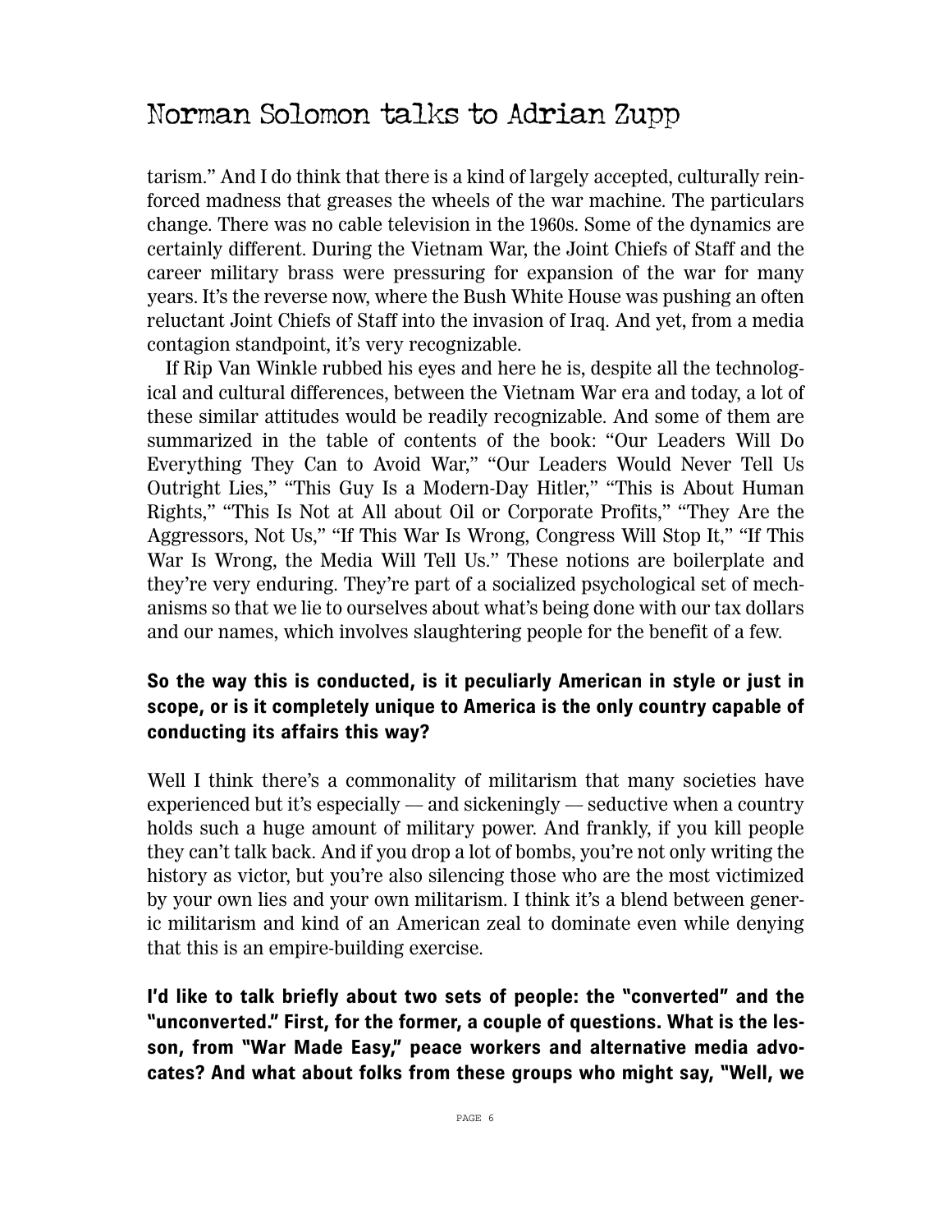tarism." And I do think that there is a kind of largely accepted, culturally reinforced madness that greases the wheels of the war machine. The particulars change. There was no cable television in the 1960s. Some of the dynamics are certainly different. During the Vietnam War, the Joint Chiefs of Staff and the career military brass were pressuring for expansion of the war for many years. It's the reverse now, where the Bush White House was pushing an often reluctant Joint Chiefs of Staff into the invasion of Iraq. And yet, from a media contagion standpoint, it's very recognizable.

If Rip Van Winkle rubbed his eyes and here he is, despite all the technological and cultural differences, between the Vietnam War era and today, a lot of these similar attitudes would be readily recognizable. And some of them are summarized in the table of contents of the book: "Our Leaders Will Do Everything They Can to Avoid War," "Our Leaders Would Never Tell Us Outright Lies," "This Guy Is a Modern-Day Hitler," "This is About Human Rights," "This Is Not at All about Oil or Corporate Profits," "They Are the Aggressors, Not Us," "If This War Is Wrong, Congress Will Stop It," "If This War Is Wrong, the Media Will Tell Us." These notions are boilerplate and they're very enduring. They're part of a socialized psychological set of mechanisms so that we lie to ourselves about what's being done with our tax dollars and our names, which involves slaughtering people for the benefit of a few.

**So the way this is conducted, is it peculiarly American in style or just in scope, or is it completely unique to America is the only country capable of conducting its affairs this way?**

Well I think there's a commonality of militarism that many societies have experienced but it's especially — and sickeningly — seductive when a country holds such a huge amount of military power. And frankly, if you kill people they can't talk back. And if you drop a lot of bombs, you're not only writing the history as victor, but you're also silencing those who are the most victimized by your own lies and your own militarism. I think it's a blend between generic militarism and kind of an American zeal to dominate even while denying that this is an empire-building exercise.

**I'd like to talk briefly about two sets of people: the "converted" and the "unconverted." First, for the former, a couple of questions. What is the lesson, from "War Made Easy," peace workers and alternative media advocates? And what about folks from these groups who might say, "Well, we**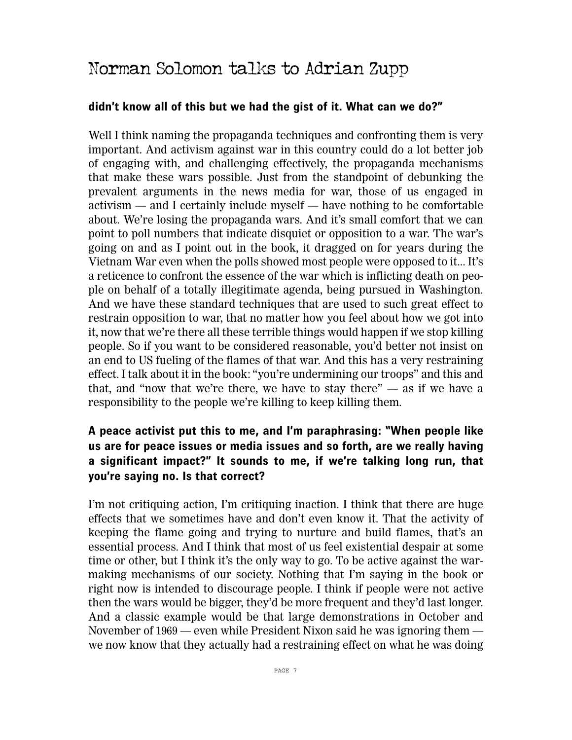**didn't know all of this but we had the gist of it. What can we do?"**

Well I think naming the propaganda techniques and confronting them is very important. And activism against war in this country could do a lot better job of engaging with, and challenging effectively, the propaganda mechanisms that make these wars possible. Just from the standpoint of debunking the prevalent arguments in the news media for war, those of us engaged in activism — and I certainly include myself — have nothing to be comfortable about. We're losing the propaganda wars. And it's small comfort that we can point to poll numbers that indicate disquiet or opposition to a war. The war's going on and as I point out in the book, it dragged on for years during the Vietnam War even when the polls showed most people were opposed to it... It's a reticence to confront the essence of the war which is inflicting death on people on behalf of a totally illegitimate agenda, being pursued in Washington. And we have these standard techniques that are used to such great effect to restrain opposition to war, that no matter how you feel about how we got into it, now that we're there all these terrible things would happen if we stop killing people. So if you want to be considered reasonable, you'd better not insist on an end to US fueling of the flames of that war. And this has a very restraining effect. I talk about it in the book: "you're undermining our troops" and this and that, and "now that we're there, we have to stay there" — as if we have a responsibility to the people we're killing to keep killing them.

**A peace activist put this to me, and I'm paraphrasing: "When people like us are for peace issues or media issues and so forth, are we really having a significant impact?" It sounds to me, if we're talking long run, that you're saying no. Is that correct?**

I'm not critiquing action, I'm critiquing inaction. I think that there are huge effects that we sometimes have and don't even know it. That the activity of keeping the flame going and trying to nurture and build flames, that's an essential process. And I think that most of us feel existential despair at some time or other, but I think it's the only way to go. To be active against the war-making mechanisms of our society. Nothing that I'm saying in the book or right now is intended to discourage people. I think if people were not active then the wars would be bigger, they'd be more frequent and they'd last longer. And a classic example would be that large demonstrations in October and November of 1969 — even while President Nixon said he was ignoring them — we now know that they actually had a restraining effect on what he was doing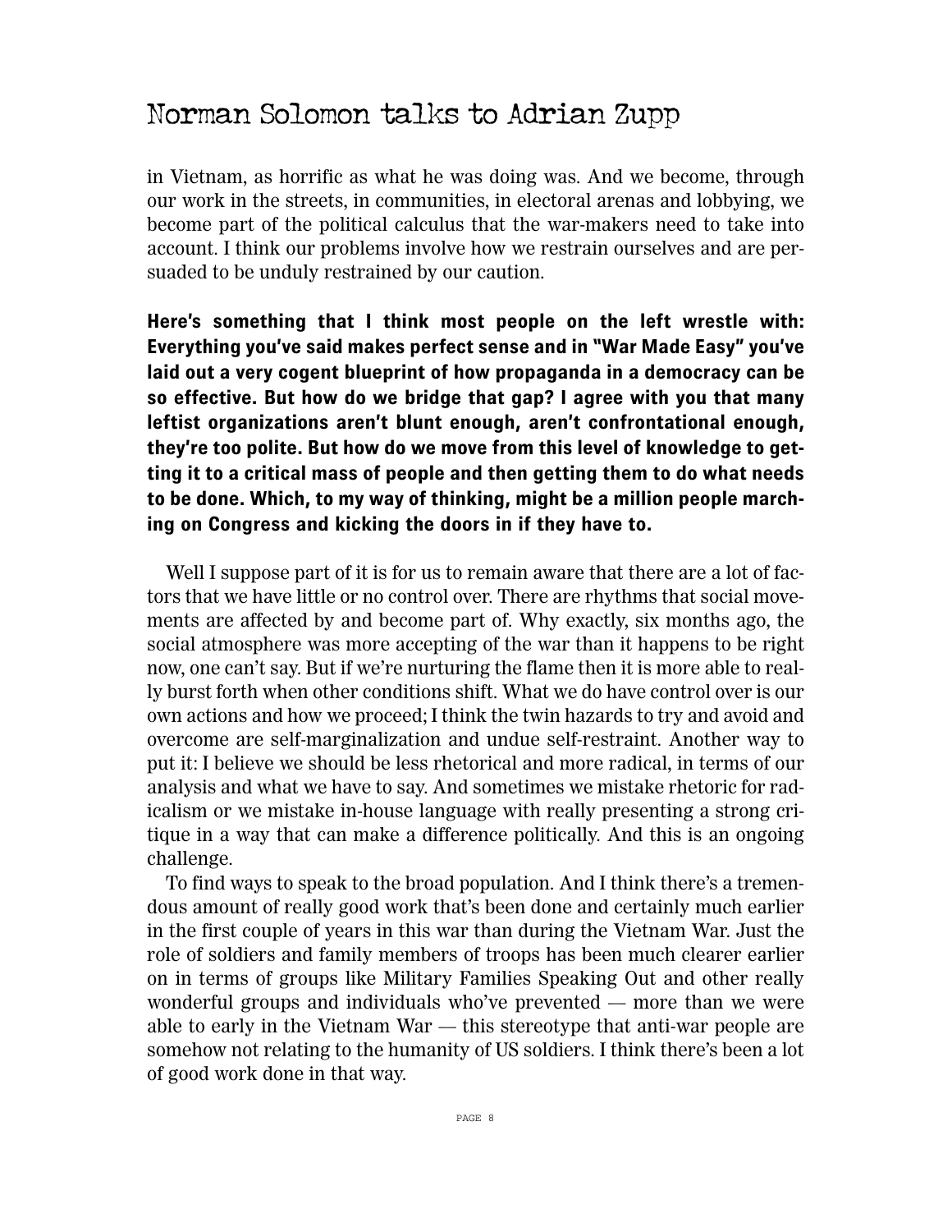in Vietnam, as horrific as what he was doing was. And we become, through our work in the streets, in communities, in electoral arenas and lobbying, we become part of the political calculus that the war-makers need to take into account. I think our problems involve how we restrain ourselves and are persuaded to be unduly restrained by our caution.

**Here's something that I think most people on the left wrestle with: Everything you've said makes perfect sense and in "War Made Easy" you've laid out a very cogent blueprint of how propaganda in a democracy can be so effective. But how do we bridge that gap? I agree with you that many leftist organizations aren't blunt enough, aren't confrontational enough, they're too polite. But how do we move from this level of knowledge to getting it to a critical mass of people and then getting them to do what needs to be done. Which, to my way of thinking, might be a million people marching on Congress and kicking the doors in if they have to.**

Well I suppose part of it is for us to remain aware that there are a lot of factors that we have little or no control over. There are rhythms that social movements are affected by and become part of. Why exactly, six months ago, the social atmosphere was more accepting of the war than it happens to be right now, one can't say. But if we're nurturing the flame then it is more able to really burst forth when other conditions shift. What we do have control over is our own actions and how we proceed; I think the twin hazards to try and avoid and overcome are self-marginalization and undue self-restraint. Another way to put it: I believe we should be less rhetorical and more radical, in terms of our analysis and what we have to say. And sometimes we mistake rhetoric for radicalism or we mistake in-house language with really presenting a strong critique in a way that can make a difference politically. And this is an ongoing challenge.

To find ways to speak to the broad population. And I think there's a tremendous amount of really good work that's been done and certainly much earlier in the first couple of years in this war than during the Vietnam War. Just the role of soldiers and family members of troops has been much clearer earlier on in terms of groups like Military Families Speaking Out and other really wonderful groups and individuals who've prevented — more than we were able to early in the Vietnam War — this stereotype that anti-war people are somehow not relating to the humanity of US soldiers. I think there's been a lot of good work done in that way.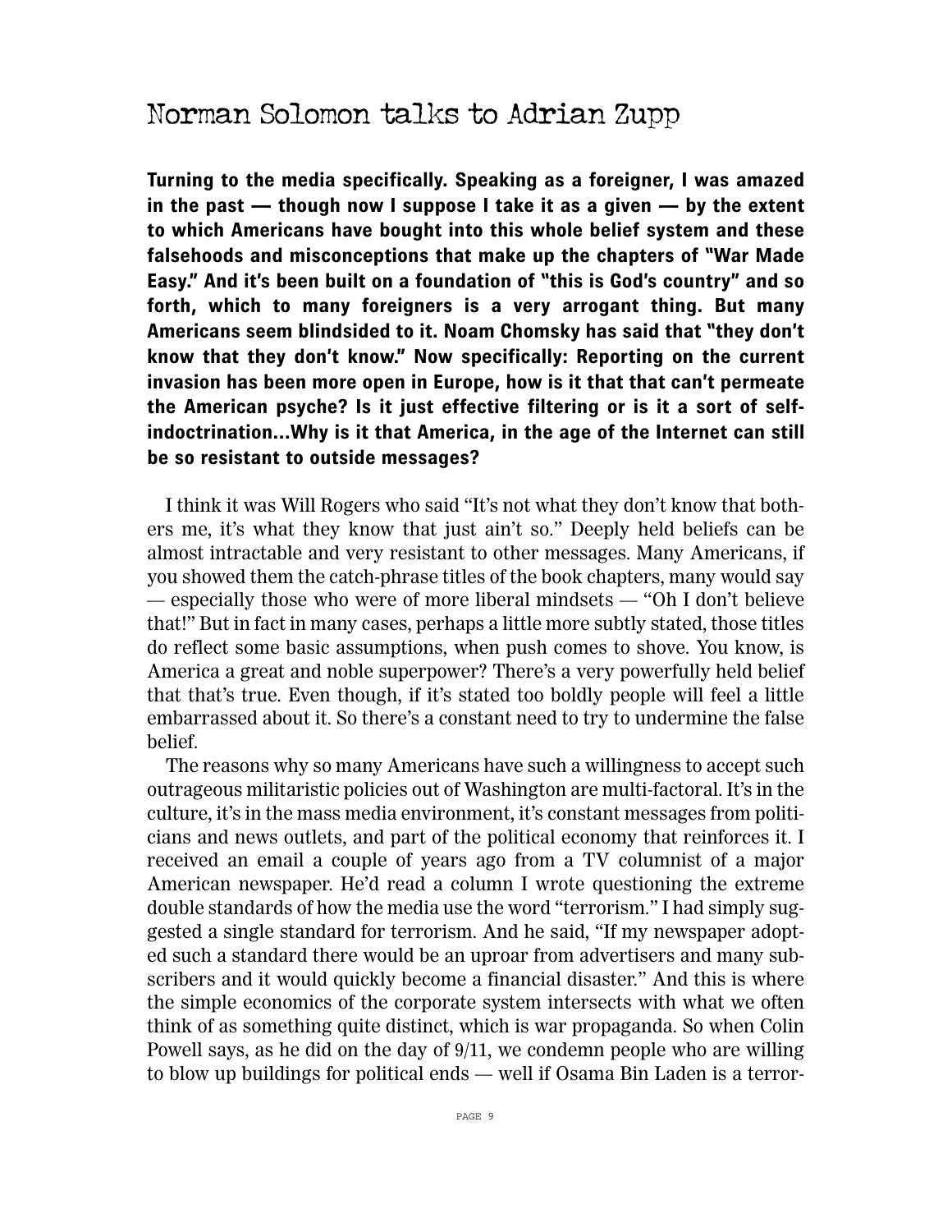# Norman Solomon talks to Adrian Zupp

**Turning to the media specifically. Speaking as a foreigner, I was amazed in the past — though now I suppose I take it as a given — by the extent to which Americans have bought into this whole belief system and these falsehoods and misconceptions that make up the chapters of "War Made Easy." And it's been built on a foundation of "this is God's country" and so forth, which to many foreigners is a very arrogant thing. But many Americans seem blindsided to it. Noam Chomsky has said that "they don't know that they don't know." Now specifically: Reporting on the current invasion has been more open in Europe, how is it that that can't permeate the American psyche? Is it just effective filtering or is it a sort of self-indoctrination...Why is it that America, in the age of the Internet can still be so resistant to outside messages?**

I think it was Will Rogers who said "It's not what they don't know that bothers me, it's what they know that just ain't so." Deeply held beliefs can be almost intractable and very resistant to other messages. Many Americans, if you showed them the catch-phrase titles of the book chapters, many would say — especially those who were of more liberal mindsets — "Oh I don't believe that!" But in fact in many cases, perhaps a little more subtly stated, those titles do reflect some basic assumptions, when push comes to shove. You know, is America a great and noble superpower? There's a very powerfully held belief that that's true. Even though, if it's stated too boldly people will feel a little embarrassed about it. So there's a constant need to try to undermine the false belief.

The reasons why so many Americans have such a willingness to accept such outrageous militaristic policies out of Washington are multi-factoral. It's in the culture, it's in the mass media environment, it's constant messages from politicians and news outlets, and part of the political economy that reinforces it. I received an email a couple of years ago from a TV columnist of a major American newspaper. He'd read a column I wrote questioning the extreme double standards of how the media use the word "terrorism." I had simply suggested a single standard for terrorism. And he said, "If my newspaper adopted such a standard there would be an uproar from advertisers and many subscribers and it would quickly become a financial disaster." And this is where the simple economics of the corporate system intersects with what we often think of as something quite distinct, which is war propaganda. So when Colin Powell says, as he did on the day of 9/11, we condemn people who are willing to blow up buildings for political ends — well if Osama Bin Laden is a terror-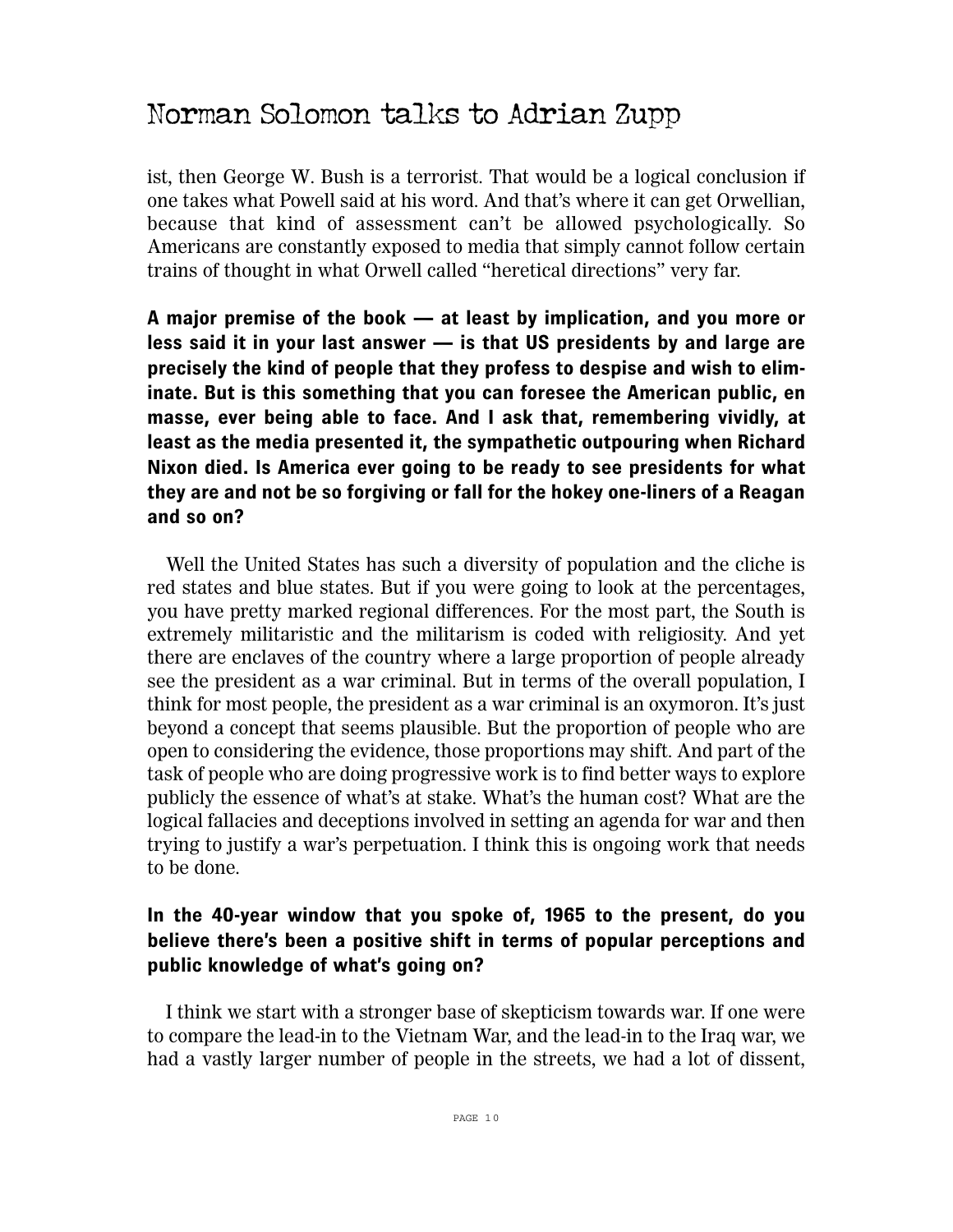ist, then George W. Bush is a terrorist. That would be a logical conclusion if one takes what Powell said at his word. And that's where it can get Orwellian, because that kind of assessment can't be allowed psychologically. So Americans are constantly exposed to media that simply cannot follow certain trains of thought in what Orwell called "heretical directions" very far.

**A major premise of the book — at least by implication, and you more or less said it in your last answer — is that US presidents by and large are precisely the kind of people that they profess to despise and wish to eliminate. But is this something that you can foresee the American public, en masse, ever being able to face. And I ask that, remembering vividly, at least as the media presented it, the sympathetic outpouring when Richard Nixon died. Is America ever going to be ready to see presidents for what they are and not be so forgiving or fall for the hokey one-liners of a Reagan and so on?**

Well the United States has such a diversity of population and the cliche is red states and blue states. But if you were going to look at the percentages, you have pretty marked regional differences. For the most part, the South is extremely militaristic and the militarism is coded with religiosity. And yet there are enclaves of the country where a large proportion of people already see the president as a war criminal. But in terms of the overall population, I think for most people, the president as a war criminal is an oxymoron. It's just beyond a concept that seems plausible. But the proportion of people who are open to considering the evidence, those proportions may shift. And part of the task of people who are doing progressive work is to find better ways to explore publicly the essence of what's at stake. What's the human cost? What are the logical fallacies and deceptions involved in setting an agenda for war and then trying to justify a war's perpetuation. I think this is ongoing work that needs to be done.

**In the 40-year window that you spoke of, 1965 to the present, do you believe there's been a positive shift in terms of popular perceptions and public knowledge of what's going on?**

I think we start with a stronger base of skepticism towards war. If one were to compare the lead-in to the Vietnam War, and the lead-in to the Iraq war, we had a vastly larger number of people in the streets, we had a lot of dissent,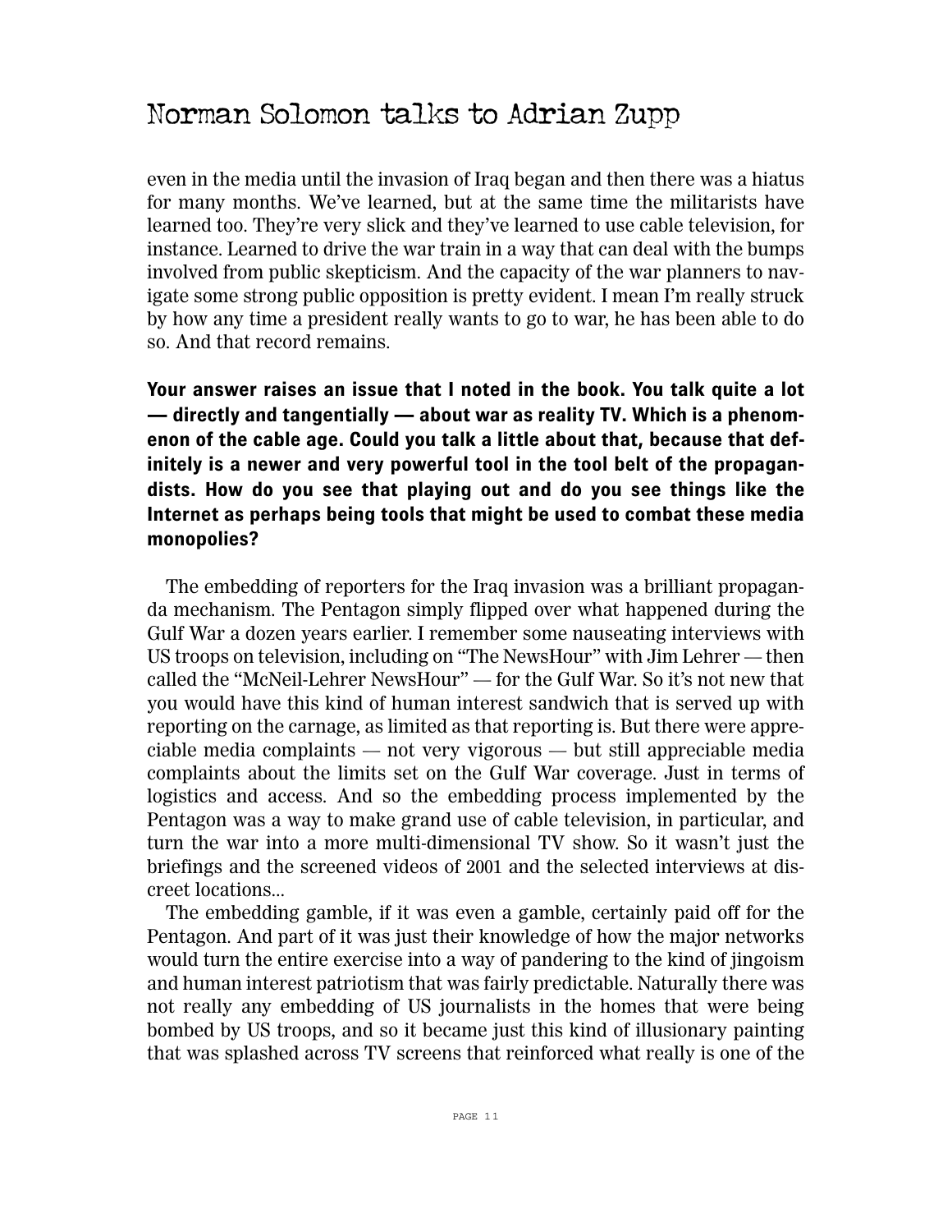even in the media until the invasion of Iraq began and then there was a hiatus for many months. We've learned, but at the same time the militarists have learned too. They're very slick and they've learned to use cable television, for instance. Learned to drive the war train in a way that can deal with the bumps involved from public skepticism. And the capacity of the war planners to navigate some strong public opposition is pretty evident. I mean I'm really struck by how any time a president really wants to go to war, he has been able to do so. And that record remains.

**Your answer raises an issue that I noted in the book. You talk quite a lot — directly and tangentially — about war as reality TV. Which is a phenomenon of the cable age. Could you talk a little about that, because that definitely is a newer and very powerful tool in the tool belt of the propagandists. How do you see that playing out and do you see things like the Internet as perhaps being tools that might be used to combat these media monopolies?**

The embedding of reporters for the Iraq invasion was a brilliant propaganda mechanism. The Pentagon simply flipped over what happened during the Gulf War a dozen years earlier. I remember some nauseating interviews with US troops on television, including on "The NewsHour" with Jim Lehrer — then called the "McNeil-Lehrer NewsHour" — for the Gulf War. So it's not new that you would have this kind of human interest sandwich that is served up with reporting on the carnage, as limited as that reporting is. But there were appreciable media complaints — not very vigorous — but still appreciable media complaints about the limits set on the Gulf War coverage. Just in terms of logistics and access. And so the embedding process implemented by the Pentagon was a way to make grand use of cable television, in particular, and turn the war into a more multi-dimensional TV show. So it wasn't just the briefings and the screened videos of 2001 and the selected interviews at discreet locations...

The embedding gamble, if it was even a gamble, certainly paid off for the Pentagon. And part of it was just their knowledge of how the major networks would turn the entire exercise into a way of pandering to the kind of jingoism and human interest patriotism that was fairly predictable. Naturally there was not really any embedding of US journalists in the homes that were being bombed by US troops, and so it became just this kind of illusionary painting that was splashed across TV screens that reinforced what really is one of the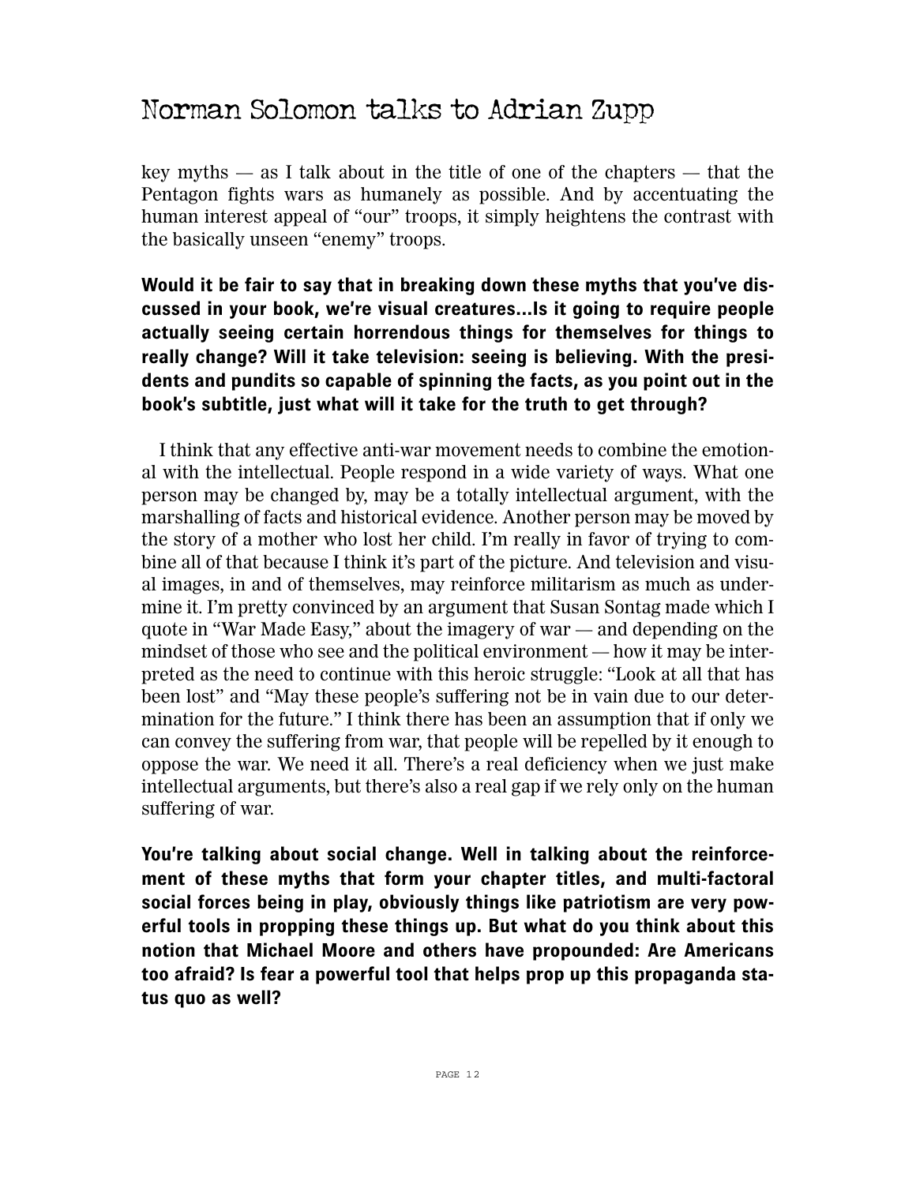key myths — as I talk about in the title of one of the chapters — that the Pentagon fights wars as humanely as possible. And by accentuating the human interest appeal of "our" troops, it simply heightens the contrast with the basically unseen "enemy" troops.

**Would it be fair to say that in breaking down these myths that you've discussed in your book, we're visual creatures...Is it going to require people actually seeing certain horrendous things for themselves for things to really change? Will it take television: seeing is believing. With the presidents and pundits so capable of spinning the facts, as you point out in the book's subtitle, just what will it take for the truth to get through?**

I think that any effective anti-war movement needs to combine the emotional with the intellectual. People respond in a wide variety of ways. What one person may be changed by, may be a totally intellectual argument, with the marshalling of facts and historical evidence. Another person may be moved by the story of a mother who lost her child. I'm really in favor of trying to combine all of that because I think it's part of the picture. And television and visual images, in and of themselves, may reinforce militarism as much as undermine it. I'm pretty convinced by an argument that Susan Sontag made which I quote in "War Made Easy," about the imagery of war — and depending on the mindset of those who see and the political environment — how it may be interpreted as the need to continue with this heroic struggle: "Look at all that has been lost" and "May these people's suffering not be in vain due to our determination for the future." I think there has been an assumption that if only we can convey the suffering from war, that people will be repelled by it enough to oppose the war. We need it all. There's a real deficiency when we just make intellectual arguments, but there's also a real gap if we rely only on the human suffering of war.

**You're talking about social change. Well in talking about the reinforcement of these myths that form your chapter titles, and multi-factoral social forces being in play, obviously things like patriotism are very powerful tools in propping these things up. But what do you think about this notion that Michael Moore and others have propounded: Are Americans too afraid? Is fear a powerful tool that helps prop up this propaganda status quo as well?**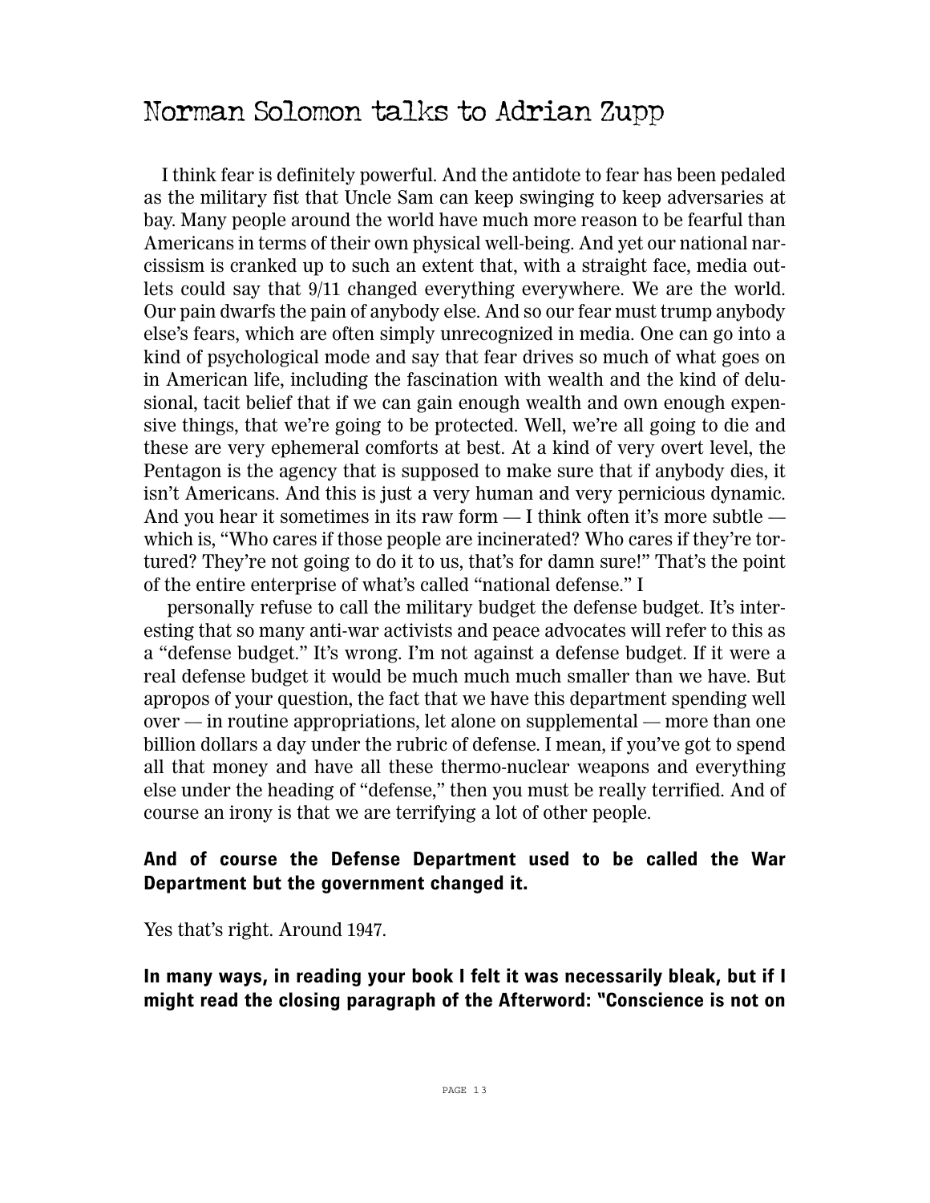# Norman Solomon talks to Adrian Zupp

I think fear is definitely powerful. And the antidote to fear has been pedaled as the military fist that Uncle Sam can keep swinging to keep adversaries at bay. Many people around the world have much more reason to be fearful than Americans in terms of their own physical well-being. And yet our national narcissism is cranked up to such an extent that, with a straight face, media outlets could say that 9/11 changed everything everywhere. We are the world. Our pain dwarfs the pain of anybody else. And so our fear must trump anybody else's fears, which are often simply unrecognized in media. One can go into a kind of psychological mode and say that fear drives so much of what goes on in American life, including the fascination with wealth and the kind of delusional, tacit belief that if we can gain enough wealth and own enough expensive things, that we're going to be protected. Well, we're all going to die and these are very ephemeral comforts at best. At a kind of very overt level, the Pentagon is the agency that is supposed to make sure that if anybody dies, it isn't Americans. And this is just a very human and very pernicious dynamic. And you hear it sometimes in its raw form — I think often it's more subtle — which is, "Who cares if those people are incinerated? Who cares if they're tortured? They're not going to do it to us, that's for damn sure!" That's the point of the entire enterprise of what's called "national defense." I

personally refuse to call the military budget the defense budget. It's interesting that so many anti-war activists and peace advocates will refer to this as a "defense budget." It's wrong. I'm not against a defense budget. If it were a real defense budget it would be much much much smaller than we have. But apropos of your question, the fact that we have this department spending well over — in routine appropriations, let alone on supplemental — more than one billion dollars a day under the rubric of defense. I mean, if you've got to spend all that money and have all these thermo-nuclear weapons and everything else under the heading of "defense," then you must be really terrified. And of course an irony is that we are terrifying a lot of other people.

**And of course the Defense Department used to be called the War Department but the government changed it.**

Yes that's right. Around 1947.

**In many ways, in reading your book I felt it was necessarily bleak, but if I might read the closing paragraph of the Afterword: "Conscience is not on**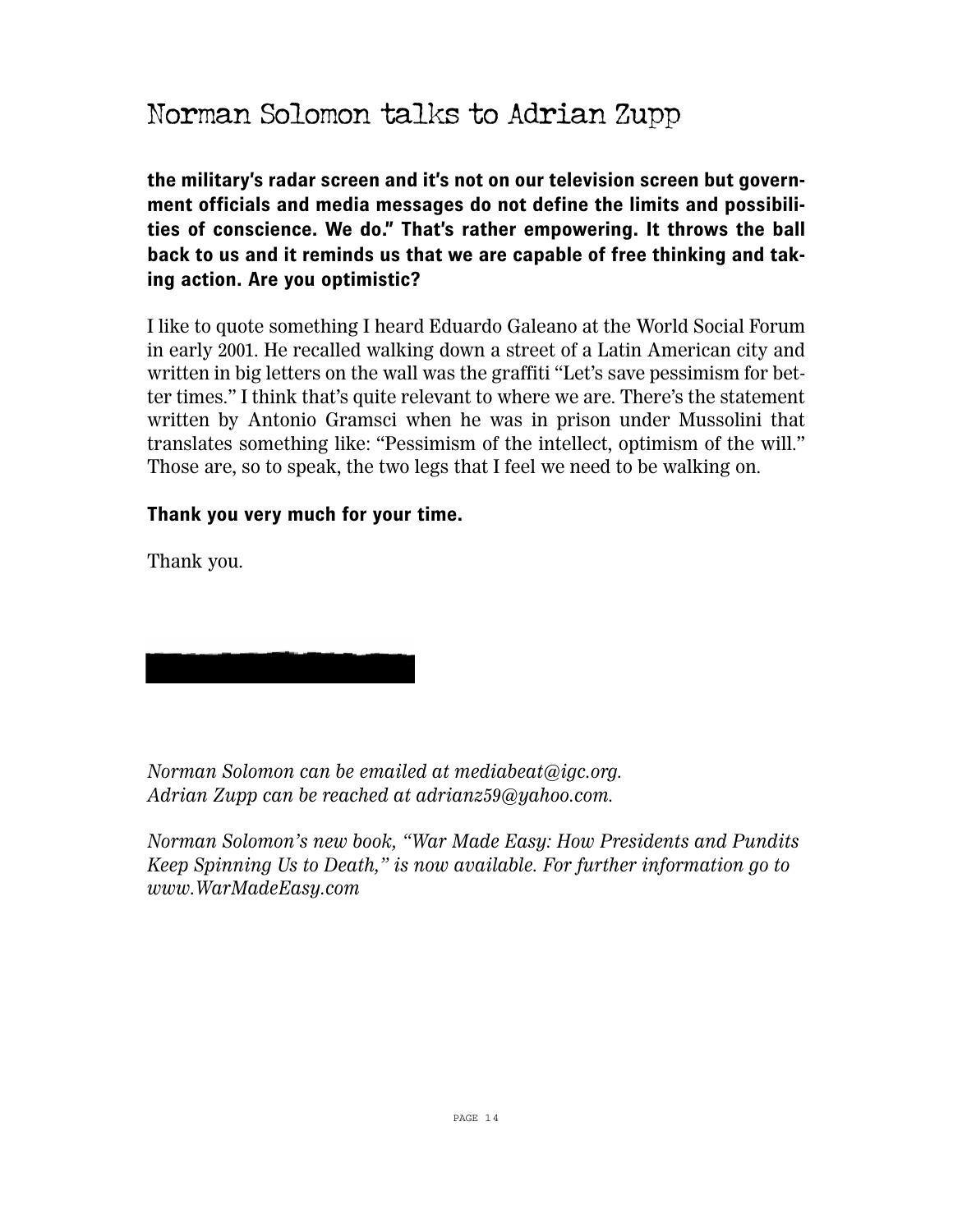**the military's radar screen and it's not on our television screen but government officials and media messages do not define the limits and possibilities of conscience. We do." That's rather empowering. It throws the ball back to us and it reminds us that we are capable of free thinking and taking action. Are you optimistic?**

I like to quote something I heard Eduardo Galeano at the World Social Forum in early 2001. He recalled walking down a street of a Latin American city and written in big letters on the wall was the graffiti "Let's save pessimism for better times." I think that's quite relevant to where we are. There's the statement written by Antonio Gramsci when he was in prison under Mussolini that translates something like: "Pessimism of the intellect, optimism of the will." Those are, so to speak, the two legs that I feel we need to be walking on.

**Thank you very much for your time.**

Thank you.

*Norman Solomon can be emailed at mediabeat@igc.org.*
*Adrian Zupp can be reached at adrianz59@yahoo.com.*

*Norman Solomon's new book, "War Made Easy: How Presidents and Pundits Keep Spinning Us to Death," is now available. For further information go to www.WarMadeEasy.com*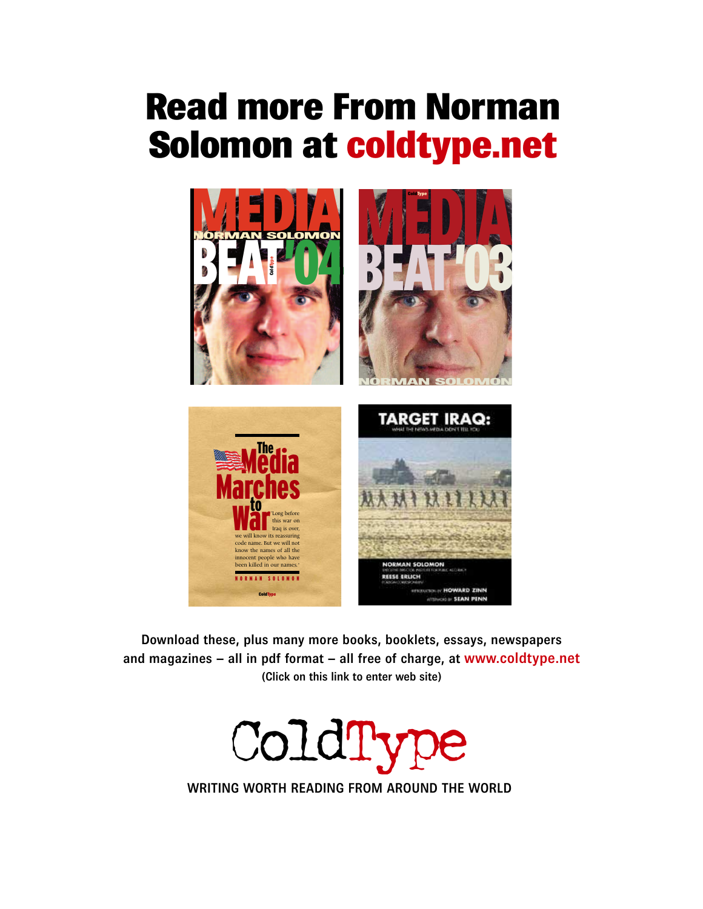# Read more From Norman Solomon at coldtype.net

Download these, plus many more books, booklets, essays, newspapers and magazines – all in pdf format – all free of charge, at www.coldtype.net
(Click on this link to enter web site)

ColdType

WRITING WORTH READING FROM AROUND THE WORLD